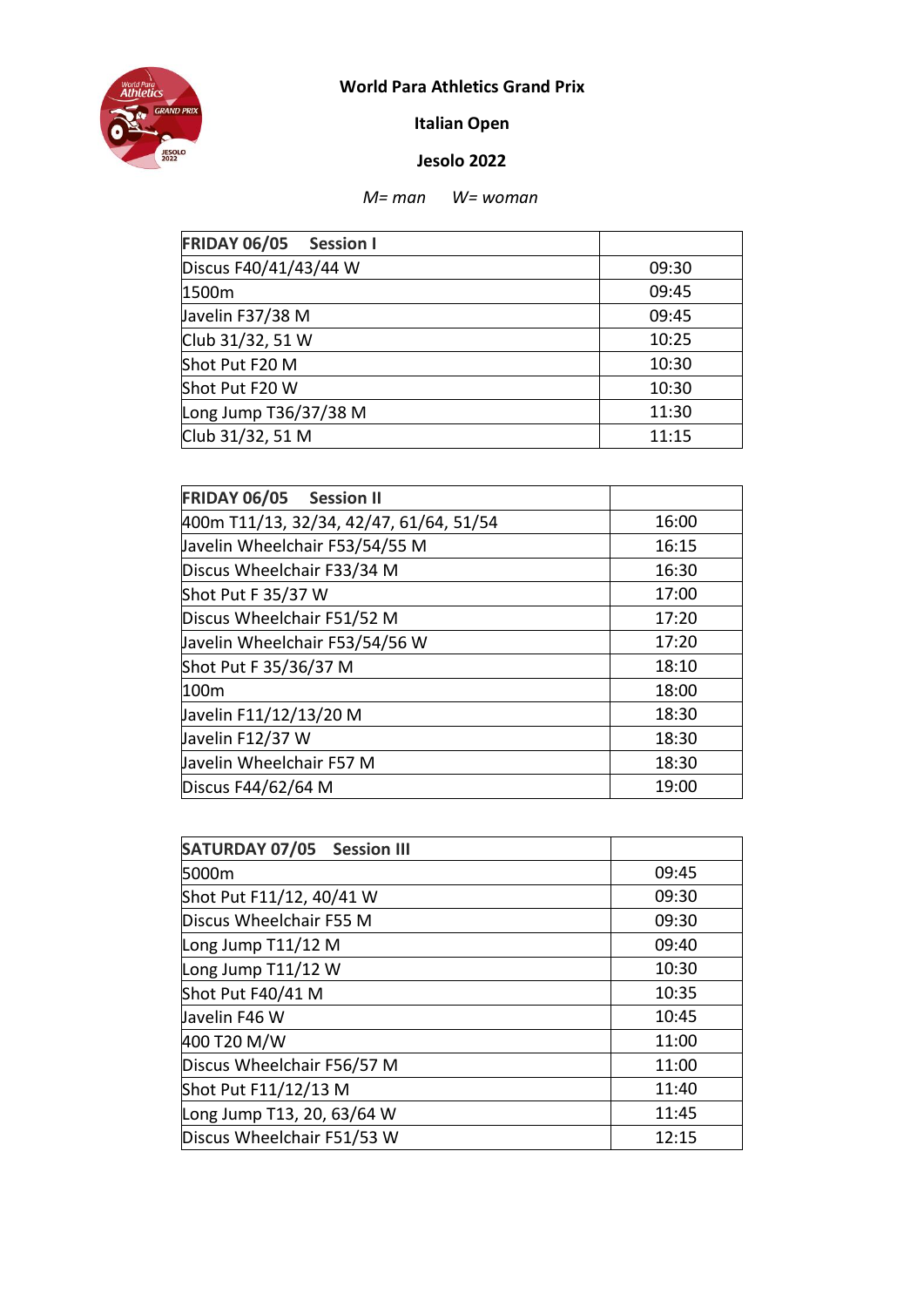**World Para Athletics Grand Prix**

**Italian Open**

**Jesolo 2022**

*M= man W= woman*

| **FRIDAY 06/05 Session I** | |
|---|---|
| Discus F40/41/43/44 W | 09:30 |
| 1500m | 09:45 |
| Javelin F37/38 M | 09:45 |
| Club 31/32, 51 W | 10:25 |
| Shot Put F20 M | 10:30 |
| Shot Put F20 W | 10:30 |
| Long Jump T36/37/38 M | 11:30 |
| Club 31/32, 51 M | 11:15 |

| **FRIDAY 06/05 Session II** | |
|---|---|
| 400m T11/13, 32/34, 42/47, 61/64, 51/54 | 16:00 |
| Javelin Wheelchair F53/54/55 M | 16:15 |
| Discus Wheelchair F33/34 M | 16:30 |
| Shot Put F 35/37 W | 17:00 |
| Discus Wheelchair F51/52 M | 17:20 |
| Javelin Wheelchair F53/54/56 W | 17:20 |
| Shot Put F 35/36/37 M | 18:10 |
| 100m | 18:00 |
| Javelin F11/12/13/20 M | 18:30 |
| Javelin F12/37 W | 18:30 |
| Javelin Wheelchair F57 M | 18:30 |
| Discus F44/62/64 M | 19:00 |

| **SATURDAY 07/05 Session III** | |
|---|---|
| 5000m | 09:45 |
| Shot Put F11/12, 40/41 W | 09:30 |
| Discus Wheelchair F55 M | 09:30 |
| Long Jump T11/12 M | 09:40 |
| Long Jump T11/12 W | 10:30 |
| Shot Put F40/41 M | 10:35 |
| Javelin F46 W | 10:45 |
| 400 T20 M/W | 11:00 |
| Discus Wheelchair F56/57 M | 11:00 |
| Shot Put F11/12/13 M | 11:40 |
| Long Jump T13, 20, 63/64 W | 11:45 |
| Discus Wheelchair F51/53 W | 12:15 |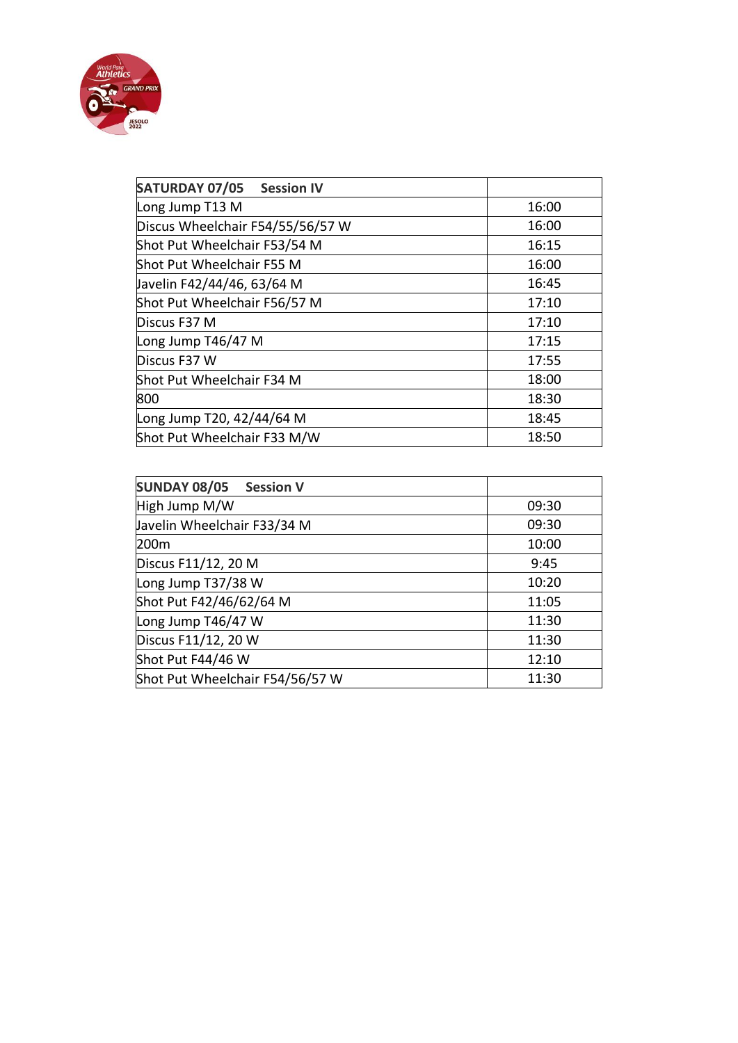| SATURDAY 07/05 Session IV | |
|---|---|
| Long Jump T13 M | 16:00 |
| Discus Wheelchair F54/55/56/57 W | 16:00 |
| Shot Put Wheelchair F53/54 M | 16:15 |
| Shot Put Wheelchair F55 M | 16:00 |
| Javelin F42/44/46, 63/64 M | 16:45 |
| Shot Put Wheelchair F56/57 M | 17:10 |
| Discus F37 M | 17:10 |
| Long Jump T46/47 M | 17:15 |
| Discus F37 W | 17:55 |
| Shot Put Wheelchair F34 M | 18:00 |
| 800 | 18:30 |
| Long Jump T20, 42/44/64 M | 18:45 |
| Shot Put Wheelchair F33 M/W | 18:50 |

| SUNDAY 08/05 Session V | |
|---|---|
| High Jump M/W | 09:30 |
| Javelin Wheelchair F33/34 M | 09:30 |
| 200m | 10:00 |
| Discus F11/12, 20 M | 9:45 |
| Long Jump T37/38 W | 10:20 |
| Shot Put F42/46/62/64 M | 11:05 |
| Long Jump T46/47 W | 11:30 |
| Discus F11/12, 20 W | 11:30 |
| Shot Put F44/46 W | 12:10 |
| Shot Put Wheelchair F54/56/57 W | 11:30 |